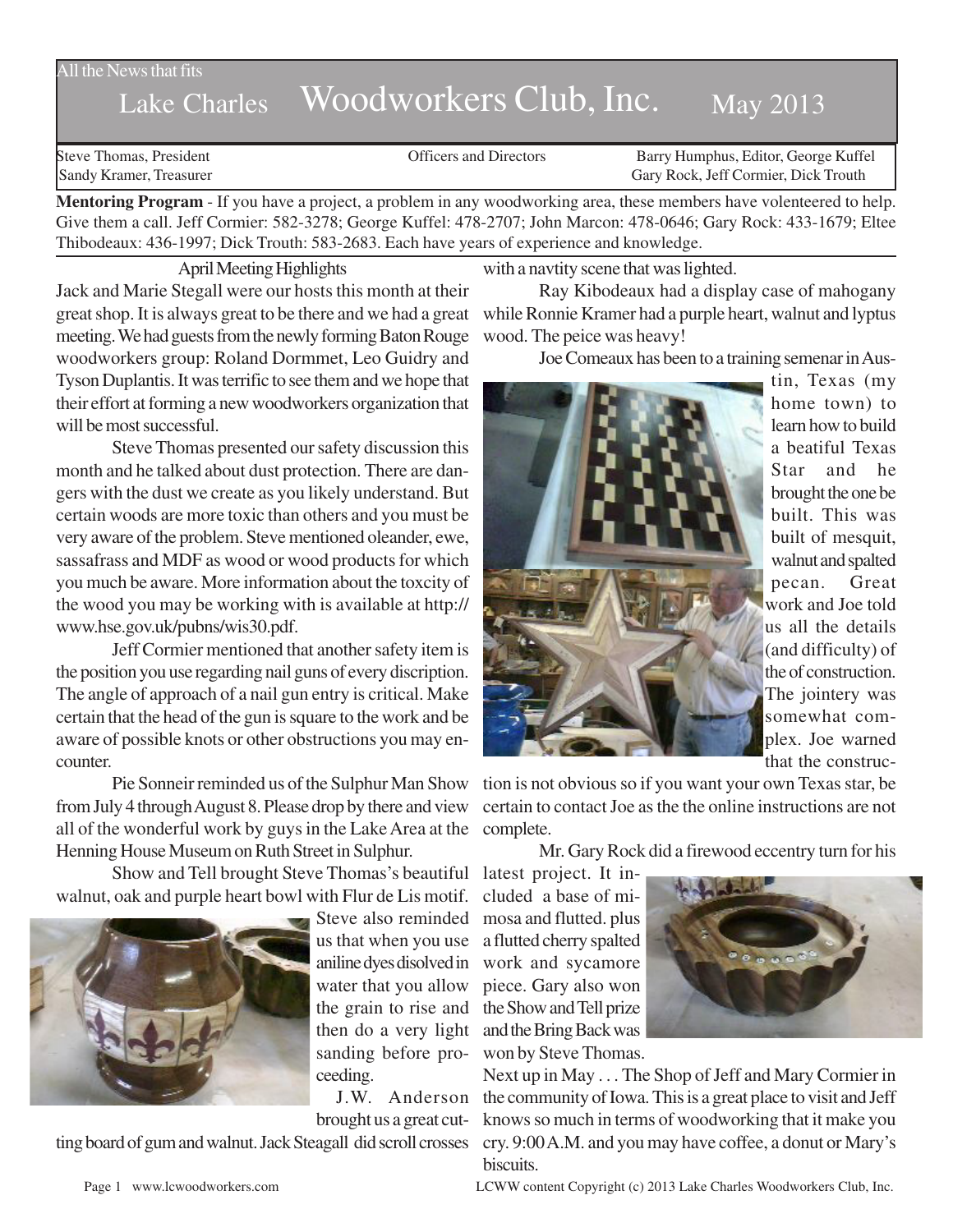All the News that fits

# Lake Charles Woodworkers Club, Inc. May 2013

Steve Thomas, President
Sandy Kramer, Treasurer

Officers and Directors

Barry Humphus, Editor, George Kuffel
Gary Rock, Jeff Cormier, Dick Trouth

**Mentoring Program** - If you have a project, a problem in any woodworking area, these members have volenteered to help. Give them a call. Jeff Cormier: 582-3278; George Kuffel: 478-2707; John Marcon: 478-0646; Gary Rock: 433-1679; Eltee Thibodeaux: 436-1997; Dick Trouth: 583-2683. Each have years of experience and knowledge.

## April Meeting Highlights

Jack and Marie Stegall were our hosts this month at their great shop. It is always great to be there and we had a great meeting. We had guests from the newly forming Baton Rouge woodworkers group: Roland Dormmet, Leo Guidry and Tyson Duplantis. It was terrific to see them and we hope that their effort at forming a new woodworkers organization that will be most successful.

Steve Thomas presented our safety discussion this month and he talked about dust protection. There are dangers with the dust we create as you likely understand. But certain woods are more toxic than others and you must be very aware of the problem. Steve mentioned oleander, ewe, sassafrass and MDF as wood or wood products for which you much be aware. More information about the toxcity of the wood you may be working with is available at http://www.hse.gov.uk/pubns/wis30.pdf.

Jeff Cormier mentioned that another safety item is the position you use regarding nail guns of every discription. The angle of approach of a nail gun entry is critical. Make certain that the head of the gun is square to the work and be aware of possible knots or other obstructions you may encounter.

Pie Sonneir reminded us of the Sulphur Man Show from July 4 through August 8. Please drop by there and view all of the wonderful work by guys in the Lake Area at the Henning House Museum on Ruth Street in Sulphur.

Show and Tell brought Steve Thomas's beautiful walnut, oak and purple heart bowl with Flur de Lis motif. Steve also reminded us that when you use aniline dyes disolved in water that you allow the grain to rise and then do a very light sanding before proceeding.

J.W. Anderson brought us a great cutting board of gum and walnut. Jack Steagall did scroll crosses with a navtity scene that was lighted.

Ray Kibodeaux had a display case of mahogany while Ronnie Kramer had a purple heart, walnut and lyptus wood. The peice was heavy!

Joe Comeaux has been to a training semenar in Austin, Texas (my home town) to learn how to build a beatiful Texas Star and he brought the one be built. This was built of mesquit, walnut and spalted pecan. Great work and Joe told us all the details (and difficulty) of the of construction. The jointery was somewhat complex. Joe warned that the construction is not obvious so if you want your own Texas star, be certain to contact Joe as the the online instructions are not complete.

Mr. Gary Rock did a firewood eccentry turn for his latest project. It included a base of mimosa and flutted. plus a flutted cherry spalted work and sycamore piece. Gary also won the Show and Tell prize and the Bring Back was won by Steve Thomas.

Next up in May . . . The Shop of Jeff and Mary Cormier in the community of Iowa. This is a great place to visit and Jeff knows so much in terms of woodworking that it make you cry. 9:00 A.M. and you may have coffee, a donut or Mary's biscuits.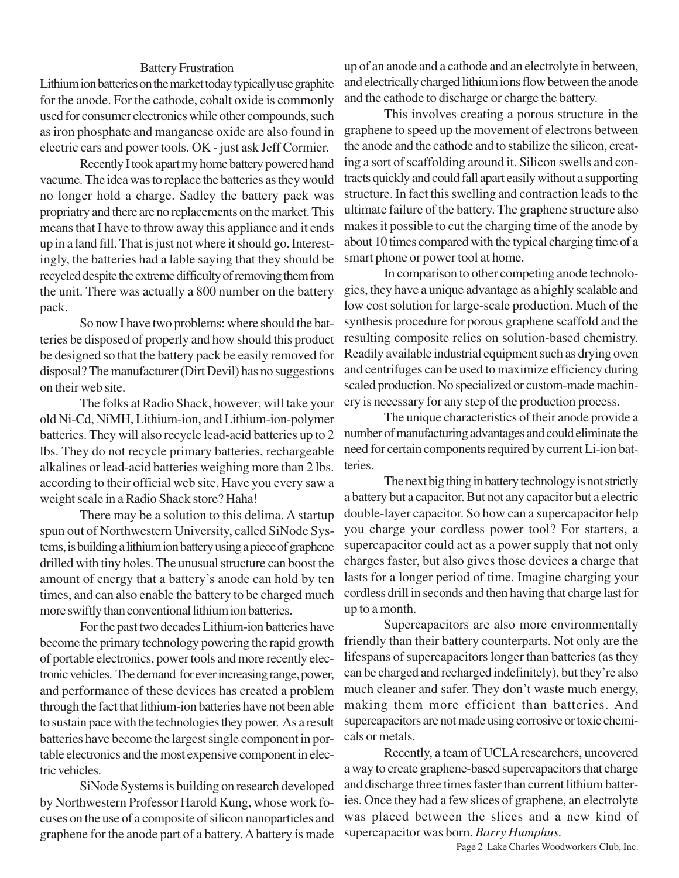## Battery Frustration

Lithium ion batteries on the market today typically use graphite for the anode. For the cathode, cobalt oxide is commonly used for consumer electronics while other compounds, such as iron phosphate and manganese oxide are also found in electric cars and power tools. OK - just ask Jeff Cormier.

Recently I took apart my home battery powered hand vacume. The idea was to replace the batteries as they would no longer hold a charge. Sadley the battery pack was propriatry and there are no replacements on the market. This means that I have to throw away this appliance and it ends up in a land fill. That is just not where it should go. Interestingly, the batteries had a lable saying that they should be recycled despite the extreme difficulty of removing them from the unit. There was actually a 800 number on the battery pack.

So now I have two problems: where should the batteries be disposed of properly and how should this product be designed so that the battery pack be easily removed for disposal? The manufacturer (Dirt Devil) has no suggestions on their web site.

The folks at Radio Shack, however, will take your old Ni-Cd, NiMH, Lithium-ion, and Lithium-ion-polymer batteries. They will also recycle lead-acid batteries up to 2 lbs. They do not recycle primary batteries, rechargeable alkalines or lead-acid batteries weighing more than 2 lbs. according to their official web site. Have you every saw a weight scale in a Radio Shack store? Haha!

There may be a solution to this delima. A startup spun out of Northwestern University, called SiNode Systems, is building a lithium ion battery using a piece of graphene drilled with tiny holes. The unusual structure can boost the amount of energy that a battery's anode can hold by ten times, and can also enable the battery to be charged much more swiftly than conventional lithium ion batteries.

For the past two decades Lithium-ion batteries have become the primary technology powering the rapid growth of portable electronics, power tools and more recently electronic vehicles. The demand for ever increasing range, power, and performance of these devices has created a problem through the fact that lithium-ion batteries have not been able to sustain pace with the technologies they power. As a result batteries have become the largest single component in portable electronics and the most expensive component in electric vehicles.

SiNode Systems is building on research developed by Northwestern Professor Harold Kung, whose work focuses on the use of a composite of silicon nanoparticles and graphene for the anode part of a battery. A battery is made up of an anode and a cathode and an electrolyte in between, and electrically charged lithium ions flow between the anode and the cathode to discharge or charge the battery.

This involves creating a porous structure in the graphene to speed up the movement of electrons between the anode and the cathode and to stabilize the silicon, creating a sort of scaffolding around it. Silicon swells and contracts quickly and could fall apart easily without a supporting structure. In fact this swelling and contraction leads to the ultimate failure of the battery. The graphene structure also makes it possible to cut the charging time of the anode by about 10 times compared with the typical charging time of a smart phone or power tool at home.

In comparison to other competing anode technologies, they have a unique advantage as a highly scalable and low cost solution for large-scale production. Much of the synthesis procedure for porous graphene scaffold and the resulting composite relies on solution-based chemistry. Readily available industrial equipment such as drying oven and centrifuges can be used to maximize efficiency during scaled production. No specialized or custom-made machinery is necessary for any step of the production process.

The unique characteristics of their anode provide a number of manufacturing advantages and could eliminate the need for certain components required by current Li-ion batteries.

The next big thing in battery technology is not strictly a battery but a capacitor. But not any capacitor but a electric double-layer capacitor. So how can a supercapacitor help you charge your cordless power tool? For starters, a supercapacitor could act as a power supply that not only charges faster, but also gives those devices a charge that lasts for a longer period of time. Imagine charging your cordless drill in seconds and then having that charge last for up to a month.

Supercapacitors are also more environmentally friendly than their battery counterparts. Not only are the lifespans of supercapacitors longer than batteries (as they can be charged and recharged indefinitely), but they're also much cleaner and safer. They don't waste much energy, making them more efficient than batteries. And supercapacitors are not made using corrosive or toxic chemicals or metals.

Recently, a team of UCLA researchers, uncovered a way to create graphene-based supercapacitors that charge and discharge three times faster than current lithium batteries. Once they had a few slices of graphene, an electrolyte was placed between the slices and a new kind of supercapacitor was born. *Barry Humphus.*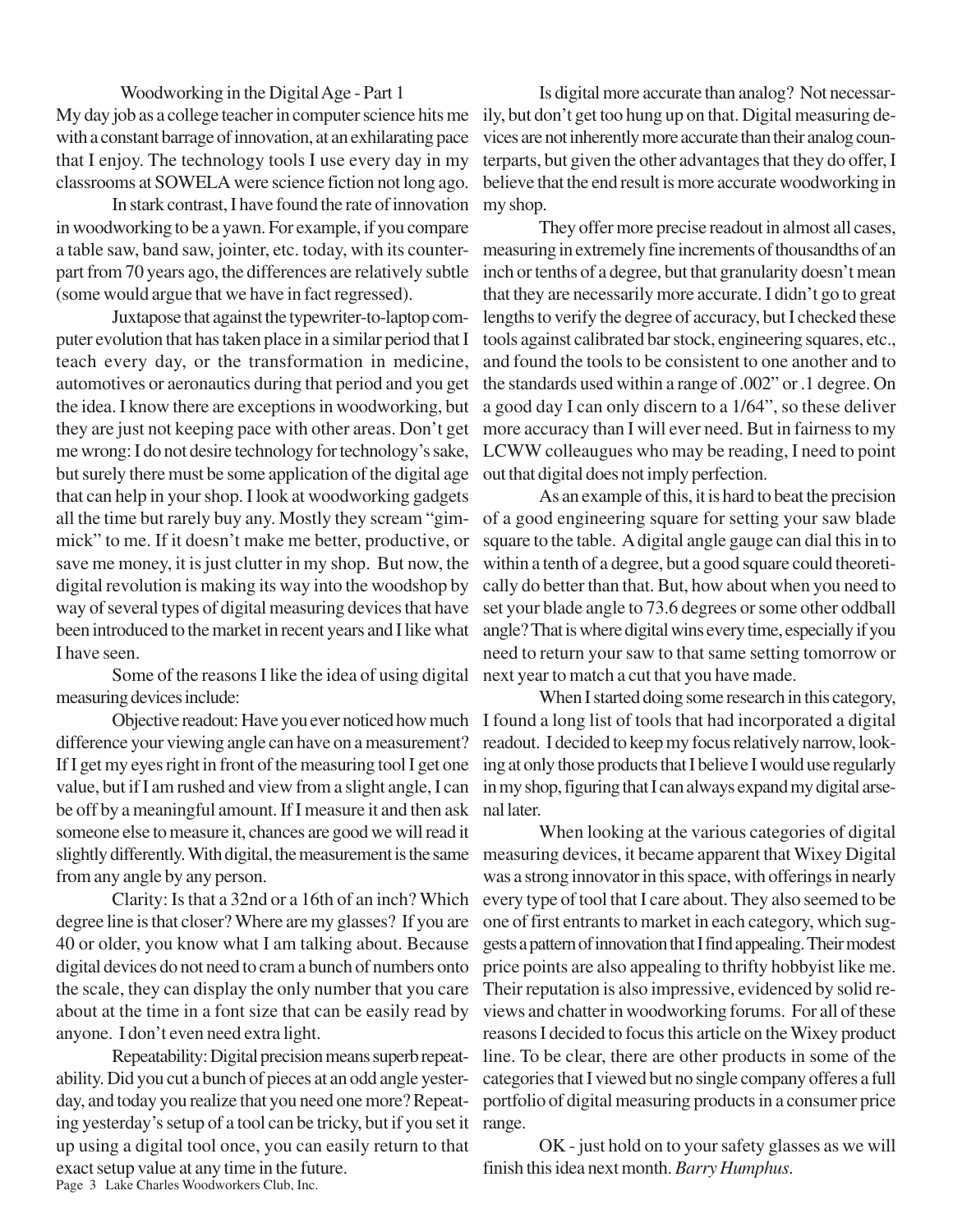## Woodworking in the Digital Age - Part 1

My day job as a college teacher in computer science hits me with a constant barrage of innovation, at an exhilarating pace that I enjoy. The technology tools I use every day in my classrooms at SOWELA were science fiction not long ago.

In stark contrast, I have found the rate of innovation in woodworking to be a yawn. For example, if you compare a table saw, band saw, jointer, etc. today, with its counterpart from 70 years ago, the differences are relatively subtle (some would argue that we have in fact regressed).

Juxtapose that against the typewriter-to-laptop computer evolution that has taken place in a similar period that I teach every day, or the transformation in medicine, automotives or aeronautics during that period and you get the idea. I know there are exceptions in woodworking, but they are just not keeping pace with other areas. Don't get me wrong: I do not desire technology for technology's sake, but surely there must be some application of the digital age that can help in your shop. I look at woodworking gadgets all the time but rarely buy any. Mostly they scream "gimmick" to me. If it doesn't make me better, productive, or save me money, it is just clutter in my shop. But now, the digital revolution is making its way into the woodshop by way of several types of digital measuring devices that have been introduced to the market in recent years and I like what I have seen.

Some of the reasons I like the idea of using digital measuring devices include:

Objective readout: Have you ever noticed how much difference your viewing angle can have on a measurement? If I get my eyes right in front of the measuring tool I get one value, but if I am rushed and view from a slight angle, I can be off by a meaningful amount. If I measure it and then ask someone else to measure it, chances are good we will read it slightly differently. With digital, the measurement is the same from any angle by any person.

Clarity: Is that a 32nd or a 16th of an inch? Which degree line is that closer? Where are my glasses? If you are 40 or older, you know what I am talking about. Because digital devices do not need to cram a bunch of numbers onto the scale, they can display the only number that you care about at the time in a font size that can be easily read by anyone. I don't even need extra light.

Repeatability: Digital precision means superb repeatability. Did you cut a bunch of pieces at an odd angle yesterday, and today you realize that you need one more? Repeating yesterday's setup of a tool can be tricky, but if you set it up using a digital tool once, you can easily return to that exact setup value at any time in the future.

Is digital more accurate than analog? Not necessarily, but don't get too hung up on that. Digital measuring devices are not inherently more accurate than their analog counterparts, but given the other advantages that they do offer, I believe that the end result is more accurate woodworking in my shop.

They offer more precise readout in almost all cases, measuring in extremely fine increments of thousandths of an inch or tenths of a degree, but that granularity doesn't mean that they are necessarily more accurate. I didn't go to great lengths to verify the degree of accuracy, but I checked these tools against calibrated bar stock, engineering squares, etc., and found the tools to be consistent to one another and to the standards used within a range of .002" or .1 degree. On a good day I can only discern to a 1/64", so these deliver more accuracy than I will ever need. But in fairness to my LCWW colleaugues who may be reading, I need to point out that digital does not imply perfection.

As an example of this, it is hard to beat the precision of a good engineering square for setting your saw blade square to the table. A digital angle gauge can dial this in to within a tenth of a degree, but a good square could theoretically do better than that. But, how about when you need to set your blade angle to 73.6 degrees or some other oddball angle? That is where digital wins every time, especially if you need to return your saw to that same setting tomorrow or next year to match a cut that you have made.

When I started doing some research in this category, I found a long list of tools that had incorporated a digital readout. I decided to keep my focus relatively narrow, looking at only those products that I believe I would use regularly in my shop, figuring that I can always expand my digital arsenal later.

When looking at the various categories of digital measuring devices, it became apparent that Wixey Digital was a strong innovator in this space, with offerings in nearly every type of tool that I care about. They also seemed to be one of first entrants to market in each category, which suggests a pattern of innovation that I find appealing. Their modest price points are also appealing to thrifty hobbyist like me. Their reputation is also impressive, evidenced by solid reviews and chatter in woodworking forums. For all of these reasons I decided to focus this article on the Wixey product line. To be clear, there are other products in some of the categories that I viewed but no single company offeres a full portfolio of digital measuring products in a consumer price range.

OK - just hold on to your safety glasses as we will finish this idea next month. *Barry Humphus*.